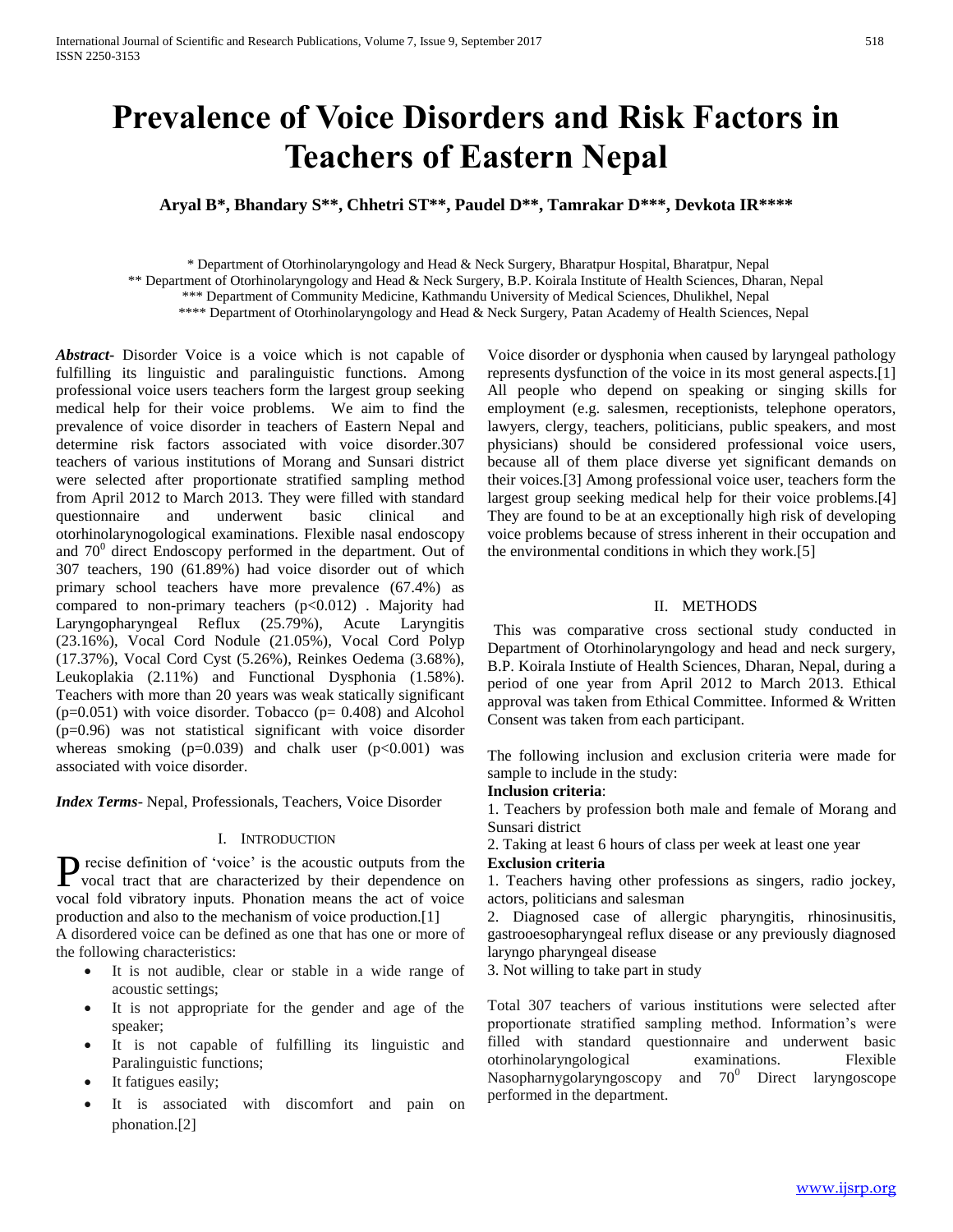# Prevalence of Voice Disorders and Risk Factors in Teachers of Eastern Nepal

**Aryal B\*, Bhandary S\*\*, Chhetri ST\*\*, Paudel D\*\*, Tamrakar D\*\*\*, Devkota IR\*\*\*\***

\* Department of Otorhinolaryngology and Head & Neck Surgery, Bharatpur Hospital, Bharatpur, Nepal
\*\* Department of Otorhinolaryngology and Head & Neck Surgery, B.P. Koirala Institute of Health Sciences, Dharan, Nepal
\*\*\* Department of Community Medicine, Kathmandu University of Medical Sciences, Dhulikhel, Nepal
\*\*\*\* Department of Otorhinolaryngology and Head & Neck Surgery, Patan Academy of Health Sciences, Nepal

***Abstract-*** Disorder Voice is a voice which is not capable of fulfilling its linguistic and paralinguistic functions. Among professional voice users teachers form the largest group seeking medical help for their voice problems. We aim to find the prevalence of voice disorder in teachers of Eastern Nepal and determine risk factors associated with voice disorder.307 teachers of various institutions of Morang and Sunsari district were selected after proportionate stratified sampling method from April 2012 to March 2013. They were filled with standard questionnaire and underwent basic clinical and otorhinolarynogological examinations. Flexible nasal endoscopy and $70^0$ direct Endoscopy performed in the department. Out of 307 teachers, 190 (61.89%) had voice disorder out of which primary school teachers have more prevalence (67.4%) as compared to non-primary teachers ($p<0.012$) . Majority had Laryngopharyngeal Reflux (25.79%), Acute Laryngitis (23.16%), Vocal Cord Nodule (21.05%), Vocal Cord Polyp (17.37%), Vocal Cord Cyst (5.26%), Reinkes Oedema (3.68%), Leukoplakia (2.11%) and Functional Dysphonia (1.58%). Teachers with more than 20 years was weak statically significant ($p=0.051$) with voice disorder. Tobacco ($p= 0.408$) and Alcohol ($p=0.96$) was not statistical significant with voice disorder whereas smoking ($p=0.039$) and chalk user ($p<0.001$) was associated with voice disorder.

***Index Terms*-** Nepal, Professionals, Teachers, Voice Disorder

## I. Introduction

Precise definition of 'voice' is the acoustic outputs from the vocal tract that are characterized by their dependence on vocal fold vibratory inputs. Phonation means the act of voice production and also to the mechanism of voice production.[1]

A disordered voice can be defined as one that has one or more of the following characteristics:

- It is not audible, clear or stable in a wide range of acoustic settings;
- It is not appropriate for the gender and age of the speaker;
- It is not capable of fulfilling its linguistic and Paralinguistic functions;
- It fatigues easily;
- It is associated with discomfort and pain on phonation.[2]

Voice disorder or dysphonia when caused by laryngeal pathology represents dysfunction of the voice in its most general aspects.[1] All people who depend on speaking or singing skills for employment (e.g. salesmen, receptionists, telephone operators, lawyers, clergy, teachers, politicians, public speakers, and most physicians) should be considered professional voice users, because all of them place diverse yet significant demands on their voices.[3] Among professional voice user, teachers form the largest group seeking medical help for their voice problems.[4] They are found to be at an exceptionally high risk of developing voice problems because of stress inherent in their occupation and the environmental conditions in which they work.[5]

## II. Methods

This was comparative cross sectional study conducted in Department of Otorhinolaryngology and head and neck surgery, B.P. Koirala Instiute of Health Sciences, Dharan, Nepal, during a period of one year from April 2012 to March 2013. Ethical approval was taken from Ethical Committee. Informed & Written Consent was taken from each participant.

The following inclusion and exclusion criteria were made for sample to include in the study:

**Inclusion criteria**:

1. Teachers by profession both male and female of Morang and Sunsari district
2. Taking at least 6 hours of class per week at least one year

**Exclusion criteria**

1. Teachers having other professions as singers, radio jockey, actors, politicians and salesman
2. Diagnosed case of allergic pharyngitis, rhinosinusitis, gastrooesopharyngeal reflux disease or any previously diagnosed laryngo pharyngeal disease
3. Not willing to take part in study

Total 307 teachers of various institutions were selected after proportionate stratified sampling method. Information's were filled with standard questionnaire and underwent basic otorhinolaryngological examinations. Flexible Nasopharnygolaryngoscopy and $70^0$ Direct laryngoscope performed in the department.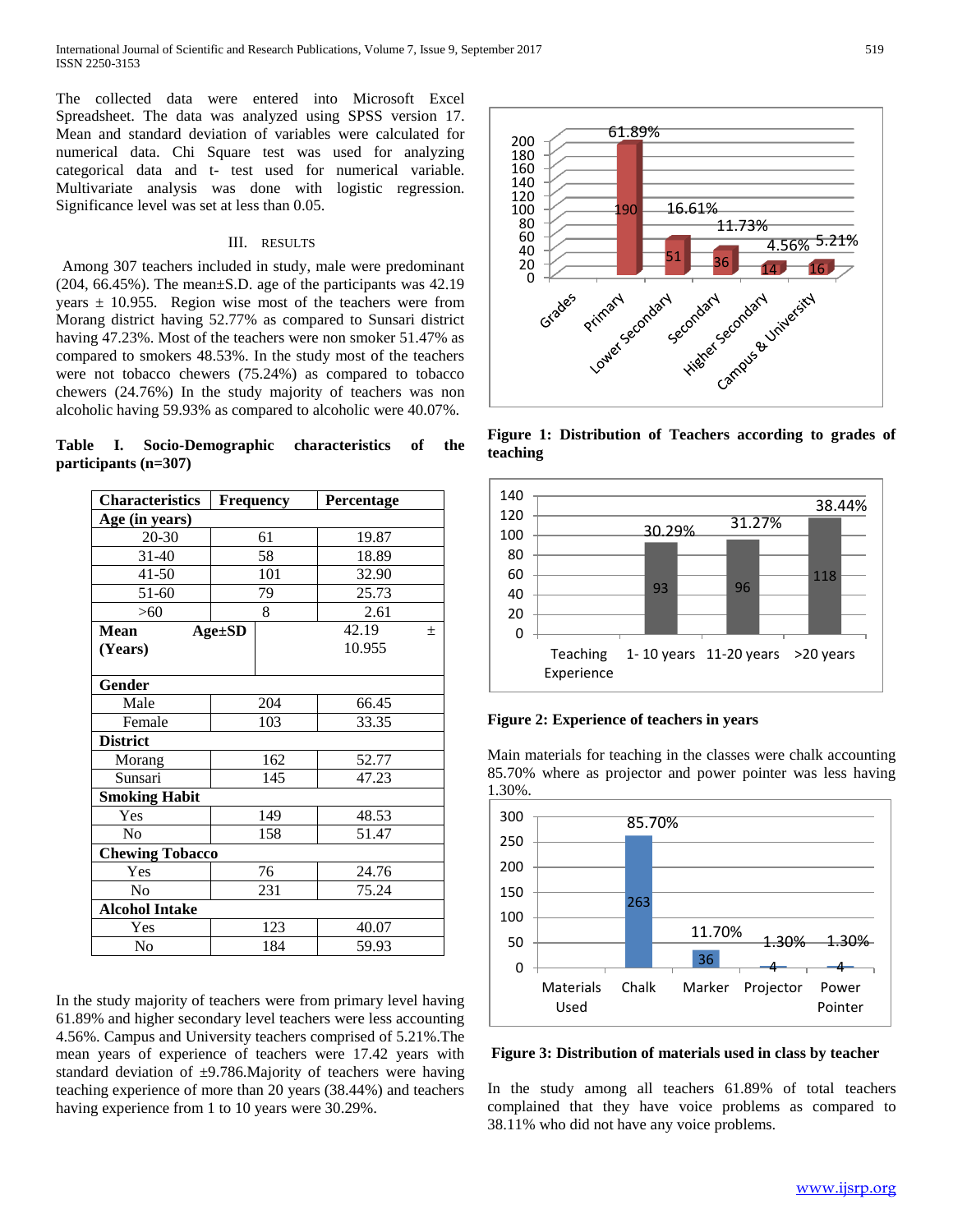The collected data were entered into Microsoft Excel Spreadsheet. The data was analyzed using SPSS version 17. Mean and standard deviation of variables were calculated for numerical data. Chi Square test was used for analyzing categorical data and t- test used for numerical variable. Multivariate analysis was done with logistic regression. Significance level was set at less than 0.05.

## III. RESULTS

Among 307 teachers included in study, male were predominant (204, 66.45%). The mean±S.D. age of the participants was 42.19 years ± 10.955. Region wise most of the teachers were from Morang district having 52.77% as compared to Sunsari district having 47.23%. Most of the teachers were non smoker 51.47% as compared to smokers 48.53%. In the study most of the teachers were not tobacco chewers (75.24%) as compared to tobacco chewers (24.76%) In the study majority of teachers was non alcoholic having 59.93% as compared to alcoholic were 40.07%.

**Table I. Socio-Demographic characteristics of the participants (n=307)**

| Characteristics | Frequency | Percentage |
|---|---|---|
| **Age (in years)** | | |
| 20-30 | 61 | 19.87 |
| 31-40 | 58 | 18.89 |
| 41-50 | 101 | 32.90 |
| 51-60 | 79 | 25.73 |
| >60 | 8 | 2.61 |
| **Mean Age±SD (Years)** | 42.19 ± 10.955 | |
| **Gender** | | |
| Male | 204 | 66.45 |
| Female | 103 | 33.35 |
| **District** | | |
| Morang | 162 | 52.77 |
| Sunsari | 145 | 47.23 |
| **Smoking Habit** | | |
| Yes | 149 | 48.53 |
| No | 158 | 51.47 |
| **Chewing Tobacco** | | |
| Yes | 76 | 24.76 |
| No | 231 | 75.24 |
| **Alcohol Intake** | | |
| Yes | 123 | 40.07 |
| No | 184 | 59.93 |

In the study majority of teachers were from primary level having 61.89% and higher secondary level teachers were less accounting 4.56%. Campus and University teachers comprised of 5.21%.The mean years of experience of teachers were 17.42 years with standard deviation of ±9.786.Majority of teachers were having teaching experience of more than 20 years (38.44%) and teachers having experience from 1 to 10 years were 30.29%.

**Figure 1: Distribution of Teachers according to grades of teaching**

**Figure 2: Experience of teachers in years**

Main materials for teaching in the classes were chalk accounting 85.70% where as projector and power pointer was less having 1.30%.

**Figure 3: Distribution of materials used in class by teacher**

In the study among all teachers 61.89% of total teachers complained that they have voice problems as compared to 38.11% who did not have any voice problems.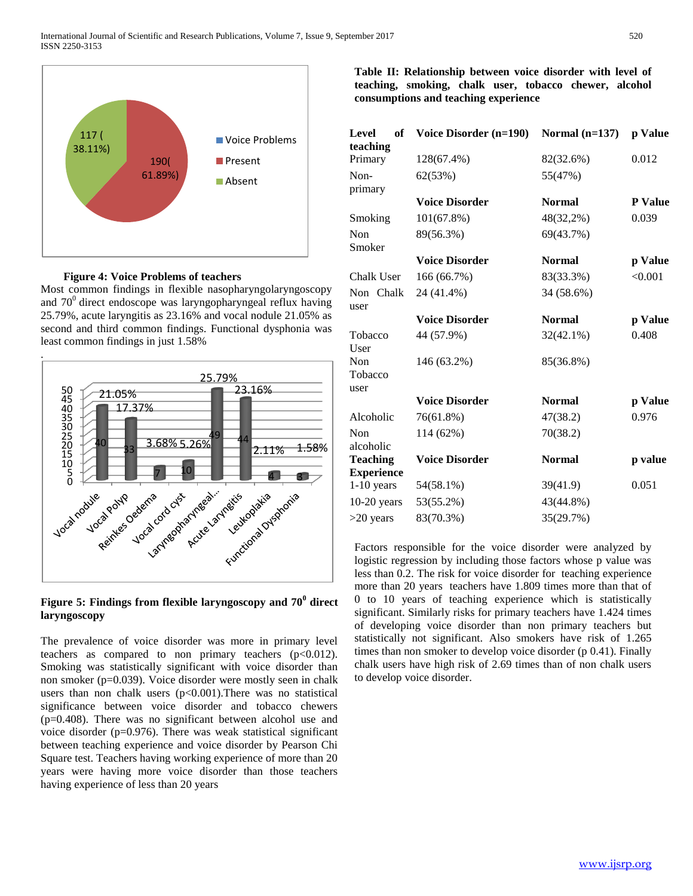**Figure 4: Voice Problems of teachers**

Most common findings in flexible nasopharyngolaryngoscopy and $70^0$ direct endoscope was laryngopharyngeal reflux having 25.79%, acute laryngitis as 23.16% and vocal nodule 21.05% as second and third common findings. Functional dysphonia was least common findings in just 1.58%

.

**Figure 5: Findings from flexible laryngoscopy and $70^0$ direct laryngoscopy**

The prevalence of voice disorder was more in primary level teachers as compared to non primary teachers (p<0.012). Smoking was statistically significant with voice disorder than non smoker (p=0.039). Voice disorder were mostly seen in chalk users than non chalk users (p<0.001).There was no statistical significance between voice disorder and tobacco chewers (p=0.408). There was no significant between alcohol use and voice disorder (p=0.976). There was weak statistical significant between teaching experience and voice disorder by Pearson Chi Square test. Teachers having working experience of more than 20 years were having more voice disorder than those teachers having experience of less than 20 years

**Table II: Relationship between voice disorder with level of teaching, smoking, chalk user, tobacco chewer, alcohol consumptions and teaching experience**

| **Level of teaching** | **Voice Disorder (n=190)** | **Normal (n=137)** | **p Value** |
|---|---|---|---|
| Primary | 128(67.4%) | 82(32.6%) | 0.012 |
| Non-primary | 62(53%) | 55(47%) | |
| | **Voice Disorder** | **Normal** | **P Value** |
| Smoking | 101(67.8%) | 48(32,2%) | 0.039 |
| Non Smoker | 89(56.3%) | 69(43.7%) | |
| | **Voice Disorder** | **Normal** | **p Value** |
| Chalk User | 166 (66.7%) | 83(33.3%) | <0.001 |
| Non Chalk user | 24 (41.4%) | 34 (58.6%) | |
| | **Voice Disorder** | **Normal** | **p Value** |
| Tobacco User | 44 (57.9%) | 32(42.1%) | 0.408 |
| Non Tobacco user | 146 (63.2%) | 85(36.8%) | |
| | **Voice Disorder** | **Normal** | **p Value** |
| Alcoholic | 76(61.8%) | 47(38.2) | 0.976 |
| Non alcoholic | 114 (62%) | 70(38.2) | |
| **Teaching Experience** | **Voice Disorder** | **Normal** | **p value** |
| 1-10 years | 54(58.1%) | 39(41.9) | 0.051 |
| 10-20 years | 53(55.2%) | 43(44.8%) | |
| >20 years | 83(70.3%) | 35(29.7%) | |

Factors responsible for the voice disorder were analyzed by logistic regression by including those factors whose p value was less than 0.2. The risk for voice disorder for teaching experience more than 20 years teachers have 1.809 times more than that of 0 to 10 years of teaching experience which is statistically significant. Similarly risks for primary teachers have 1.424 times of developing voice disorder than non primary teachers but statistically not significant. Also smokers have risk of 1.265 times than non smoker to develop voice disorder (p 0.41). Finally chalk users have high risk of 2.69 times than of non chalk users to develop voice disorder.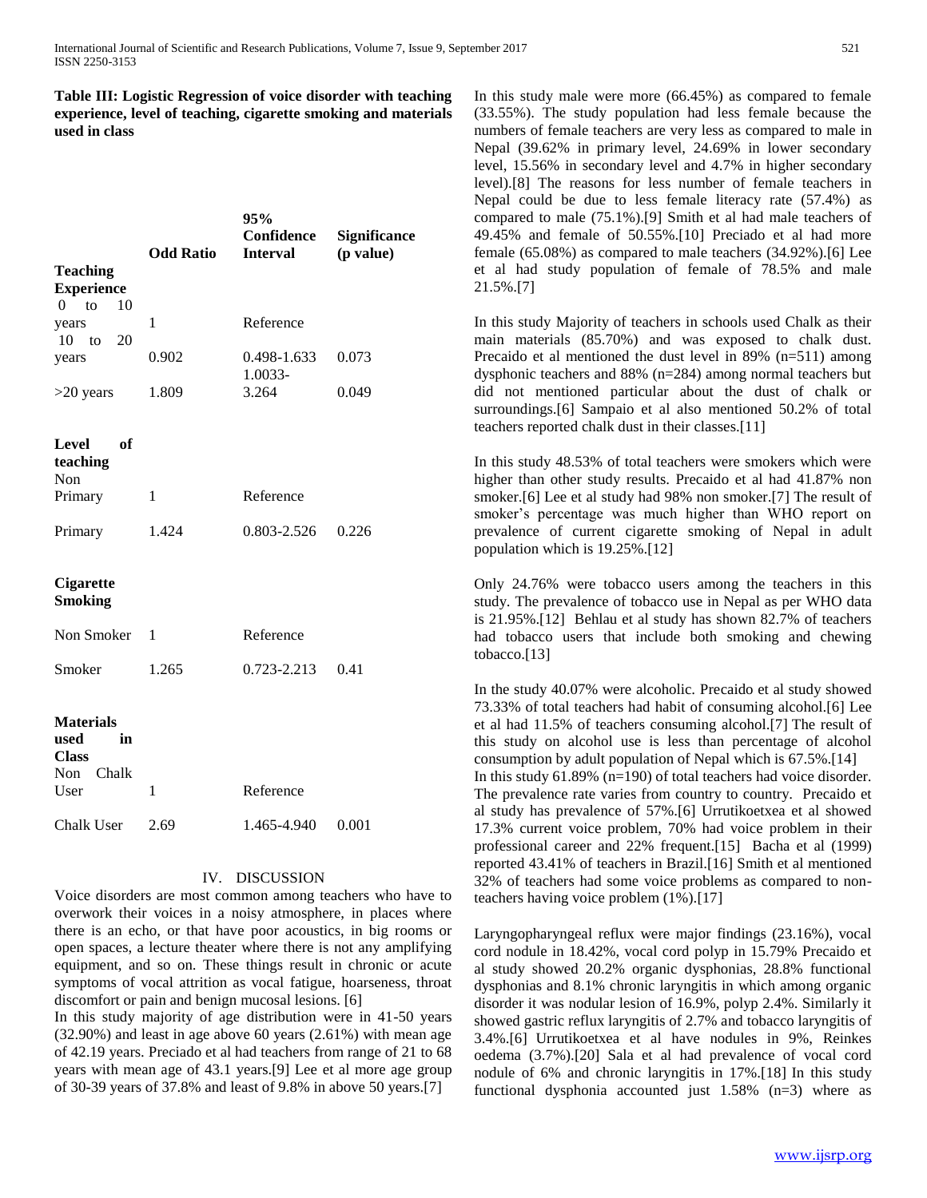**Table III: Logistic Regression of voice disorder with teaching experience, level of teaching, cigarette smoking and materials used in class**

| | Odd Ratio | 95% Confidence Interval | Significance (p value) |
|---|---|---|---|
| **Teaching Experience** | | | |
| 0 to 10 years | 1 | Reference | |
| 10 to 20 years | 0.902 | 0.498-1.633 | 0.073 |
| >20 years | 1.809 | 1.0033-3.264 | 0.049 |
| **Level of teaching** | | | |
| Non Primary | 1 | Reference | |
| Primary | 1.424 | 0.803-2.526 | 0.226 |
| **Cigarette Smoking** | | | |
| Non Smoker | 1 | Reference | |
| Smoker | 1.265 | 0.723-2.213 | 0.41 |
| **Materials used in Class** | | | |
| Non Chalk User | 1 | Reference | |
| Chalk User | 2.69 | 1.465-4.940 | 0.001 |

## IV. DISCUSSION

Voice disorders are most common among teachers who have to overwork their voices in a noisy atmosphere, in places where there is an echo, or that have poor acoustics, in big rooms or open spaces, a lecture theater where there is not any amplifying equipment, and so on. These things result in chronic or acute symptoms of vocal attrition as vocal fatigue, hoarseness, throat discomfort or pain and benign mucosal lesions. [6]

In this study majority of age distribution were in 41-50 years (32.90%) and least in age above 60 years (2.61%) with mean age of 42.19 years. Preciado et al had teachers from range of 21 to 68 years with mean age of 43.1 years.[9] Lee et al more age group of 30-39 years of 37.8% and least of 9.8% in above 50 years.[7]

In this study male were more (66.45%) as compared to female (33.55%). The study population had less female because the numbers of female teachers are very less as compared to male in Nepal (39.62% in primary level, 24.69% in lower secondary level, 15.56% in secondary level and 4.7% in higher secondary level).[8] The reasons for less number of female teachers in Nepal could be due to less female literacy rate (57.4%) as compared to male (75.1%).[9] Smith et al had male teachers of 49.45% and female of 50.55%.[10] Preciado et al had more female (65.08%) as compared to male teachers (34.92%).[6] Lee et al had study population of female of 78.5% and male 21.5%.[7]

In this study Majority of teachers in schools used Chalk as their main materials (85.70%) and was exposed to chalk dust. Precaido et al mentioned the dust level in 89% (n=511) among dysphonic teachers and 88% (n=284) among normal teachers but did not mentioned particular about the dust of chalk or surroundings.[6] Sampaio et al also mentioned 50.2% of total teachers reported chalk dust in their classes.[11]

In this study 48.53% of total teachers were smokers which were higher than other study results. Precaido et al had 41.87% non smoker.[6] Lee et al study had 98% non smoker.[7] The result of smoker's percentage was much higher than WHO report on prevalence of current cigarette smoking of Nepal in adult population which is 19.25%.[12]

Only 24.76% were tobacco users among the teachers in this study. The prevalence of tobacco use in Nepal as per WHO data is 21.95%.[12] Behlau et al study has shown 82.7% of teachers had tobacco users that include both smoking and chewing tobacco.[13]

In the study 40.07% were alcoholic. Precaido et al study showed 73.33% of total teachers had habit of consuming alcohol.[6] Lee et al had 11.5% of teachers consuming alcohol.[7] The result of this study on alcohol use is less than percentage of alcohol consumption by adult population of Nepal which is 67.5%.[14]

In this study 61.89% (n=190) of total teachers had voice disorder. The prevalence rate varies from country to country. Precaido et al study has prevalence of 57%.[6] Urrutikoetxea et al showed 17.3% current voice problem, 70% had voice problem in their professional career and 22% frequent.[15] Bacha et al (1999) reported 43.41% of teachers in Brazil.[16] Smith et al mentioned 32% of teachers had some voice problems as compared to non-teachers having voice problem (1%).[17]

Laryngopharyngeal reflux were major findings (23.16%), vocal cord nodule in 18.42%, vocal cord polyp in 15.79% Precaido et al study showed 20.2% organic dysphonias, 28.8% functional dysphonias and 8.1% chronic laryngitis in which among organic disorder it was nodular lesion of 16.9%, polyp 2.4%. Similarly it showed gastric reflux laryngitis of 2.7% and tobacco laryngitis of 3.4%.[6] Urrutikoetxea et al have nodules in 9%, Reinkes oedema (3.7%).[20] Sala et al had prevalence of vocal cord nodule of 6% and chronic laryngitis in 17%.[18] In this study functional dysphonia accounted just 1.58% (n=3) where as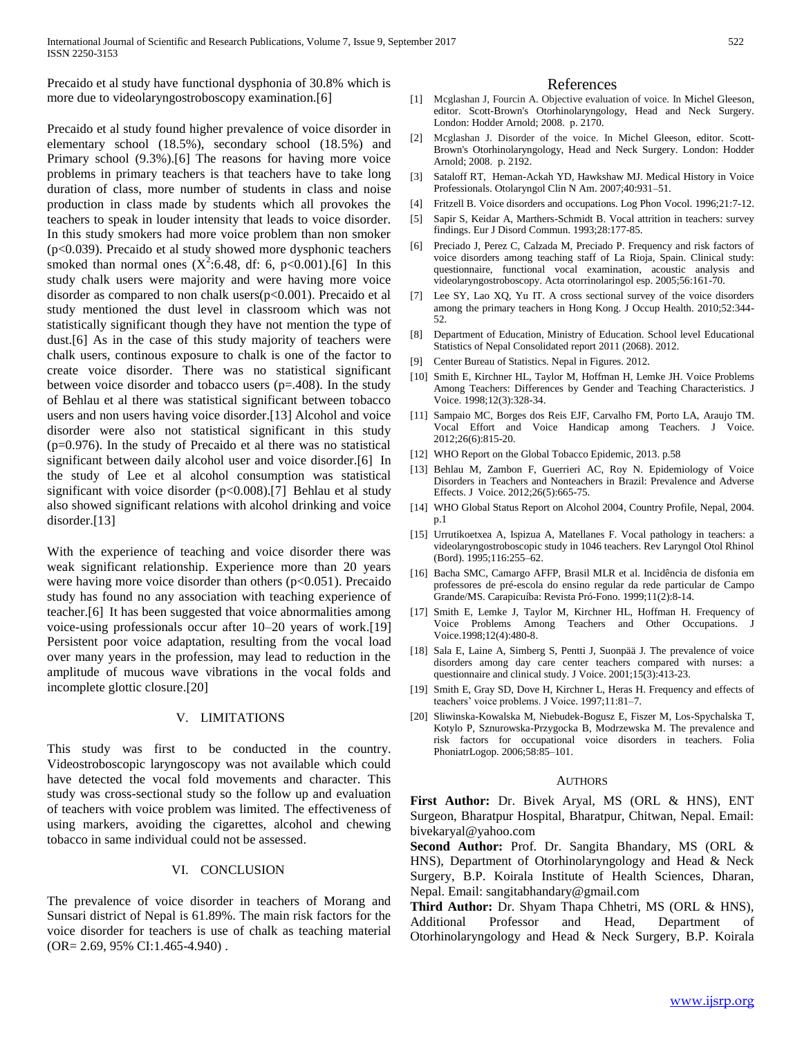Precaido et al study have functional dysphonia of 30.8% which is more due to videolaryngostroboscopy examination.[6]

Precaido et al study found higher prevalence of voice disorder in elementary school (18.5%), secondary school (18.5%) and Primary school (9.3%).[6] The reasons for having more voice problems in primary teachers is that teachers have to take long duration of class, more number of students in class and noise production in class made by students which all provokes the teachers to speak in louder intensity that leads to voice disorder. In this study smokers had more voice problem than non smoker ($p<0.039$). Precaido et al study showed more dysphonic teachers smoked than normal ones ($X^2$:6.48, df: 6, $p<0.001$).[6] In this study chalk users were majority and were having more voice disorder as compared to non chalk users($p<0.001$). Precaido et al study mentioned the dust level in classroom which was not statistically significant though they have not mention the type of dust.[6] As in the case of this study majority of teachers were chalk users, continous exposure to chalk is one of the factor to create voice disorder. There was no statistical significant between voice disorder and tobacco users ($p$=.408). In the study of Behlau et al there was statistical significant between tobacco users and non users having voice disorder.[13] Alcohol and voice disorder were also not statistical significant in this study ($p$=0.976). In the study of Precaido et al there was no statistical significant between daily alcohol user and voice disorder.[6] In the study of Lee et al alcohol consumption was statistical significant with voice disorder ($p<0.008$).[7] Behlau et al study also showed significant relations with alcohol drinking and voice disorder.[13]

With the experience of teaching and voice disorder there was weak significant relationship. Experience more than 20 years were having more voice disorder than others ($p<0.051$). Precaido study has found no any association with teaching experience of teacher.[6] It has been suggested that voice abnormalities among voice-using professionals occur after 10–20 years of work.[19] Persistent poor voice adaptation, resulting from the vocal load over many years in the profession, may lead to reduction in the amplitude of mucous wave vibrations in the vocal folds and incomplete glottic closure.[20]

## V. LIMITATIONS

This study was first to be conducted in the country. Videostroboscopic laryngoscopy was not available which could have detected the vocal fold movements and character. This study was cross-sectional study so the follow up and evaluation of teachers with voice problem was limited. The effectiveness of using markers, avoiding the cigarettes, alcohol and chewing tobacco in same individual could not be assessed.

## VI. CONCLUSION

The prevalence of voice disorder in teachers of Morang and Sunsari district of Nepal is 61.89%. The main risk factors for the voice disorder for teachers is use of chalk as teaching material (OR= 2.69, 95% CI:1.465-4.940) .

## References

[1] Mcglashan J, Fourcin A. Objective evaluation of voice. In Michel Gleeson, editor. Scott-Brown's Otorhinolaryngology, Head and Neck Surgery. London: Hodder Arnold; 2008. p. 2170.

[2] Mcglashan J. Disorder of the voice. In Michel Gleeson, editor. Scott-Brown's Otorhinolaryngology, Head and Neck Surgery. London: Hodder Arnold; 2008. p. 2192.

[3] Sataloff RT, Heman-Ackah YD, Hawkshaw MJ. Medical History in Voice Professionals. Otolaryngol Clin N Am. 2007;40:931–51.

[4] Fritzell B. Voice disorders and occupations. Log Phon Vocol. 1996;21:7-12.

[5] Sapir S, Keidar A, Marthers-Schmidt B. Vocal attrition in teachers: survey findings. Eur J Disord Commun. 1993;28:177-85.

[6] Preciado J, Perez C, Calzada M, Preciado P. Frequency and risk factors of voice disorders among teaching staff of La Rioja, Spain. Clinical study: questionnaire, functional vocal examination, acoustic analysis and videolaryngostroboscopy. Acta otorrinolaringol esp. 2005;56:161-70.

[7] Lee SY, Lao XQ, Yu IT. A cross sectional survey of the voice disorders among the primary teachers in Hong Kong. J Occup Health. 2010;52:344-52.

[8] Department of Education, Ministry of Education. School level Educational Statistics of Nepal Consolidated report 2011 (2068). 2012.

[9] Center Bureau of Statistics. Nepal in Figures. 2012.

[10] Smith E, Kirchner HL, Taylor M, Hoffman H, Lemke JH. Voice Problems Among Teachers: Differences by Gender and Teaching Characteristics. J Voice. 1998;12(3):328-34.

[11] Sampaio MC, Borges dos Reis EJF, Carvalho FM, Porto LA, Araujo TM. Vocal Effort and Voice Handicap among Teachers. J Voice. 2012;26(6):815-20.

[12] WHO Report on the Global Tobacco Epidemic, 2013. p.58

[13] Behlau M, Zambon F, Guerrieri AC, Roy N. Epidemiology of Voice Disorders in Teachers and Nonteachers in Brazil: Prevalence and Adverse Effects. J Voice. 2012;26(5):665-75.

[14] WHO Global Status Report on Alcohol 2004, Country Profile, Nepal, 2004. p.1

[15] Urrutikoetxea A, Ispizua A, Matellanes F. Vocal pathology in teachers: a videolaryngostroboscopic study in 1046 teachers. Rev Laryngol Otol Rhinol (Bord). 1995;116:255–62.

[16] Bacha SMC, Camargo AFFP, Brasil MLR et al. Incidência de disfonia em professores de pré-escola do ensino regular da rede particular de Campo Grande/MS. Carapicuíba: Revista Pró-Fono. 1999;11(2):8-14.

[17] Smith E, Lemke J, Taylor M, Kirchner HL, Hoffman H. Frequency of Voice Problems Among Teachers and Other Occupations. J Voice.1998;12(4):480-8.

[18] Sala E, Laine A, Simberg S, Pentti J, Suonpää J. The prevalence of voice disorders among day care center teachers compared with nurses: a questionnaire and clinical study. J Voice. 2001;15(3):413-23.

[19] Smith E, Gray SD, Dove H, Kirchner L, Heras H. Frequency and effects of teachers' voice problems. J Voice. 1997;11:81–7.

[20] Sliwinska-Kowalska M, Niebudek-Bogusz E, Fiszer M, Los-Spychalska T, Kotylo P, Sznurowska-Przygocka B, Modrzewska M. The prevalence and risk factors for occupational voice disorders in teachers. Folia PhoniatrLogop. 2006;58:85–101.

## AUTHORS

**First Author:** Dr. Bivek Aryal, MS (ORL & HNS), ENT Surgeon, Bharatpur Hospital, Bharatpur, Chitwan, Nepal. Email: bivekaryal@yahoo.com

**Second Author:** Prof. Dr. Sangita Bhandary, MS (ORL & HNS), Department of Otorhinolaryngology and Head & Neck Surgery, B.P. Koirala Institute of Health Sciences, Dharan, Nepal. Email: sangitabhandary@gmail.com

**Third Author:** Dr. Shyam Thapa Chhetri, MS (ORL & HNS), Additional Professor and Head, Department of Otorhinolaryngology and Head & Neck Surgery, B.P. Koirala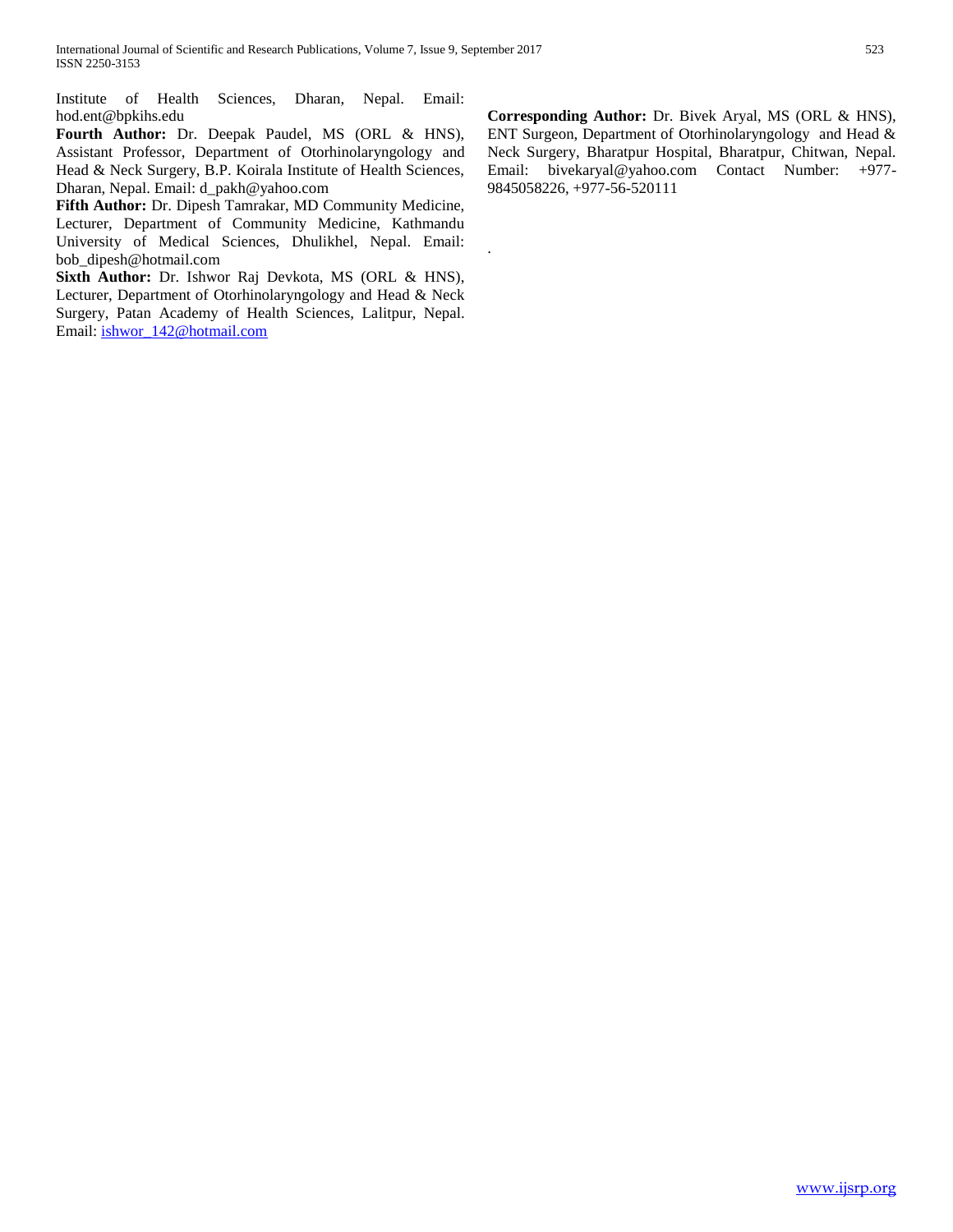Institute of Health Sciences, Dharan, Nepal. Email: hod.ent@bpkihs.edu

**Fourth Author:** Dr. Deepak Paudel, MS (ORL & HNS), Assistant Professor, Department of Otorhinolaryngology and Head & Neck Surgery, B.P. Koirala Institute of Health Sciences, Dharan, Nepal. Email: d_pakh@yahoo.com

**Fifth Author:** Dr. Dipesh Tamrakar, MD Community Medicine, Lecturer, Department of Community Medicine, Kathmandu University of Medical Sciences, Dhulikhel, Nepal. Email: bob_dipesh@hotmail.com

**Sixth Author:** Dr. Ishwor Raj Devkota, MS (ORL & HNS), Lecturer, Department of Otorhinolaryngology and Head & Neck Surgery, Patan Academy of Health Sciences, Lalitpur, Nepal. Email: ishwor_142@hotmail.com

**Corresponding Author:** Dr. Bivek Aryal, MS (ORL & HNS), ENT Surgeon, Department of Otorhinolaryngology and Head & Neck Surgery, Bharatpur Hospital, Bharatpur, Chitwan, Nepal. Email: bivekaryal@yahoo.com Contact Number: +977-9845058226, +977-56-520111